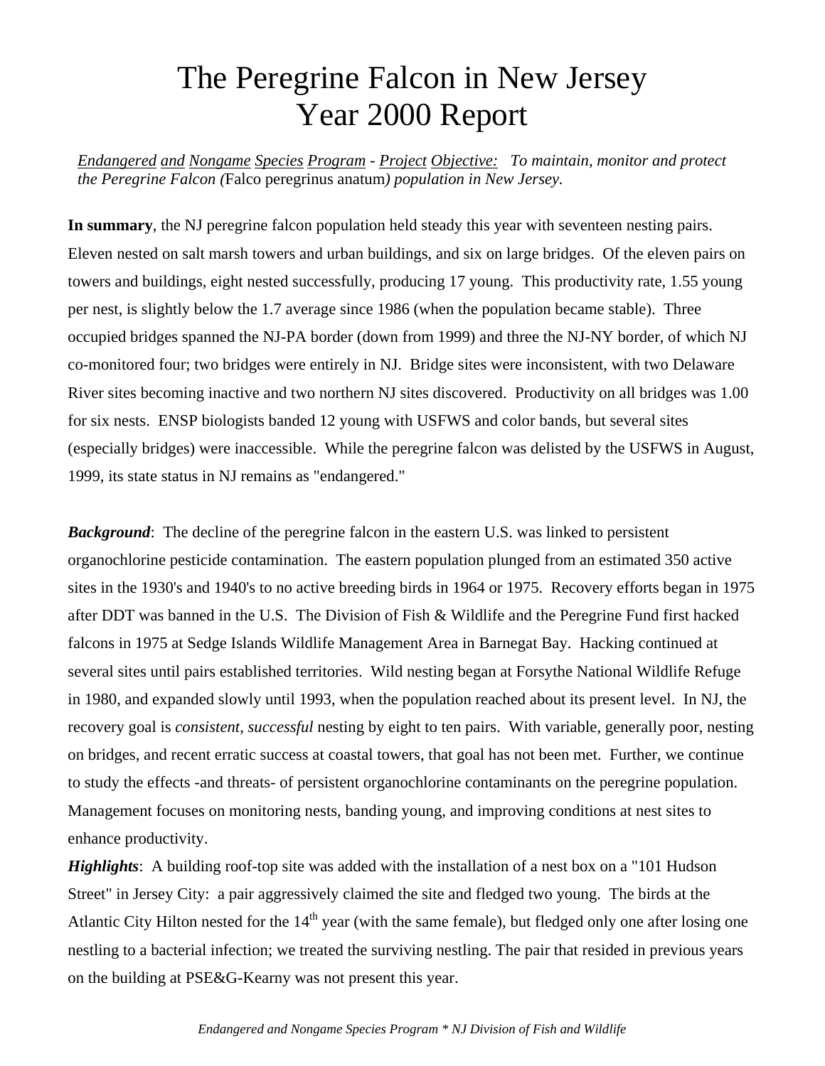# The Peregrine Falcon in New Jersey
# Year 2000 Report

*Endangered and Nongame Species Program - Project Objective: To maintain, monitor and protect the Peregrine Falcon (*Falco peregrinus anatum*) population in New Jersey.*

**In summary**, the NJ peregrine falcon population held steady this year with seventeen nesting pairs. Eleven nested on salt marsh towers and urban buildings, and six on large bridges. Of the eleven pairs on towers and buildings, eight nested successfully, producing 17 young. This productivity rate, 1.55 young per nest, is slightly below the 1.7 average since 1986 (when the population became stable). Three occupied bridges spanned the NJ-PA border (down from 1999) and three the NJ-NY border, of which NJ co-monitored four; two bridges were entirely in NJ. Bridge sites were inconsistent, with two Delaware River sites becoming inactive and two northern NJ sites discovered. Productivity on all bridges was 1.00 for six nests. ENSP biologists banded 12 young with USFWS and color bands, but several sites (especially bridges) were inaccessible. While the peregrine falcon was delisted by the USFWS in August, 1999, its state status in NJ remains as "endangered."

***Background***: The decline of the peregrine falcon in the eastern U.S. was linked to persistent organochlorine pesticide contamination. The eastern population plunged from an estimated 350 active sites in the 1930's and 1940's to no active breeding birds in 1964 or 1975. Recovery efforts began in 1975 after DDT was banned in the U.S. The Division of Fish & Wildlife and the Peregrine Fund first hacked falcons in 1975 at Sedge Islands Wildlife Management Area in Barnegat Bay. Hacking continued at several sites until pairs established territories. Wild nesting began at Forsythe National Wildlife Refuge in 1980, and expanded slowly until 1993, when the population reached about its present level. In NJ, the recovery goal is *consistent, successful* nesting by eight to ten pairs. With variable, generally poor, nesting on bridges, and recent erratic success at coastal towers, that goal has not been met. Further, we continue to study the effects -and threats- of persistent organochlorine contaminants on the peregrine population. Management focuses on monitoring nests, banding young, and improving conditions at nest sites to enhance productivity.

***Highlights***: A building roof-top site was added with the installation of a nest box on a "101 Hudson Street" in Jersey City: a pair aggressively claimed the site and fledged two young. The birds at the Atlantic City Hilton nested for the 14th year (with the same female), but fledged only one after losing one nestling to a bacterial infection; we treated the surviving nestling. The pair that resided in previous years on the building at PSE&G-Kearny was not present this year.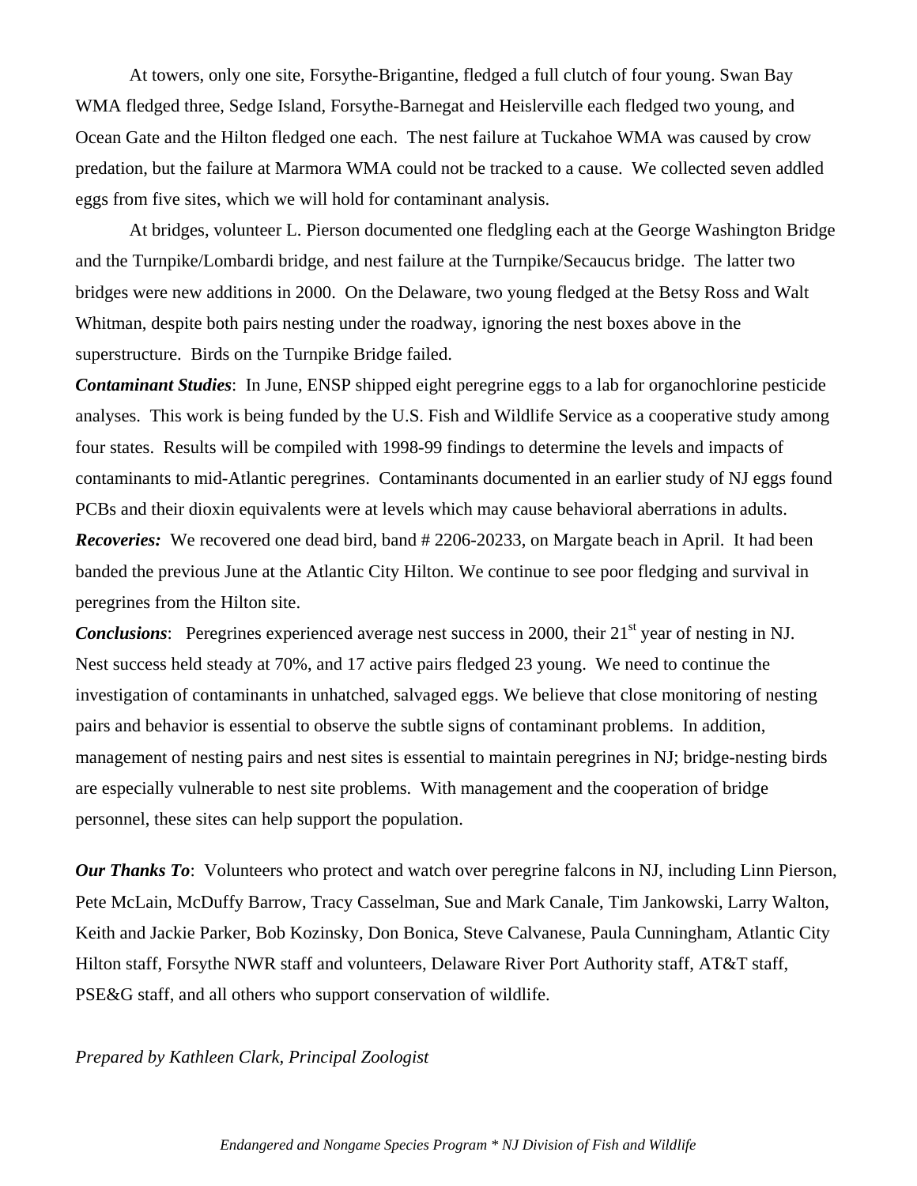At towers, only one site, Forsythe-Brigantine, fledged a full clutch of four young. Swan Bay WMA fledged three, Sedge Island, Forsythe-Barnegat and Heislerville each fledged two young, and Ocean Gate and the Hilton fledged one each. The nest failure at Tuckahoe WMA was caused by crow predation, but the failure at Marmora WMA could not be tracked to a cause. We collected seven addled eggs from five sites, which we will hold for contaminant analysis.

At bridges, volunteer L. Pierson documented one fledgling each at the George Washington Bridge and the Turnpike/Lombardi bridge, and nest failure at the Turnpike/Secaucus bridge. The latter two bridges were new additions in 2000. On the Delaware, two young fledged at the Betsy Ross and Walt Whitman, despite both pairs nesting under the roadway, ignoring the nest boxes above in the superstructure. Birds on the Turnpike Bridge failed.

***Contaminant Studies***: In June, ENSP shipped eight peregrine eggs to a lab for organochlorine pesticide analyses. This work is being funded by the U.S. Fish and Wildlife Service as a cooperative study among four states. Results will be compiled with 1998-99 findings to determine the levels and impacts of contaminants to mid-Atlantic peregrines. Contaminants documented in an earlier study of NJ eggs found PCBs and their dioxin equivalents were at levels which may cause behavioral aberrations in adults.

***Recoveries:*** We recovered one dead bird, band # 2206-20233, on Margate beach in April. It had been banded the previous June at the Atlantic City Hilton. We continue to see poor fledging and survival in peregrines from the Hilton site.

***Conclusions***: Peregrines experienced average nest success in 2000, their 21st year of nesting in NJ. Nest success held steady at 70%, and 17 active pairs fledged 23 young. We need to continue the investigation of contaminants in unhatched, salvaged eggs. We believe that close monitoring of nesting pairs and behavior is essential to observe the subtle signs of contaminant problems. In addition, management of nesting pairs and nest sites is essential to maintain peregrines in NJ; bridge-nesting birds are especially vulnerable to nest site problems. With management and the cooperation of bridge personnel, these sites can help support the population.

***Our Thanks To***: Volunteers who protect and watch over peregrine falcons in NJ, including Linn Pierson, Pete McLain, McDuffy Barrow, Tracy Casselman, Sue and Mark Canale, Tim Jankowski, Larry Walton, Keith and Jackie Parker, Bob Kozinsky, Don Bonica, Steve Calvanese, Paula Cunningham, Atlantic City Hilton staff, Forsythe NWR staff and volunteers, Delaware River Port Authority staff, AT&T staff, PSE&G staff, and all others who support conservation of wildlife.

*Prepared by Kathleen Clark, Principal Zoologist*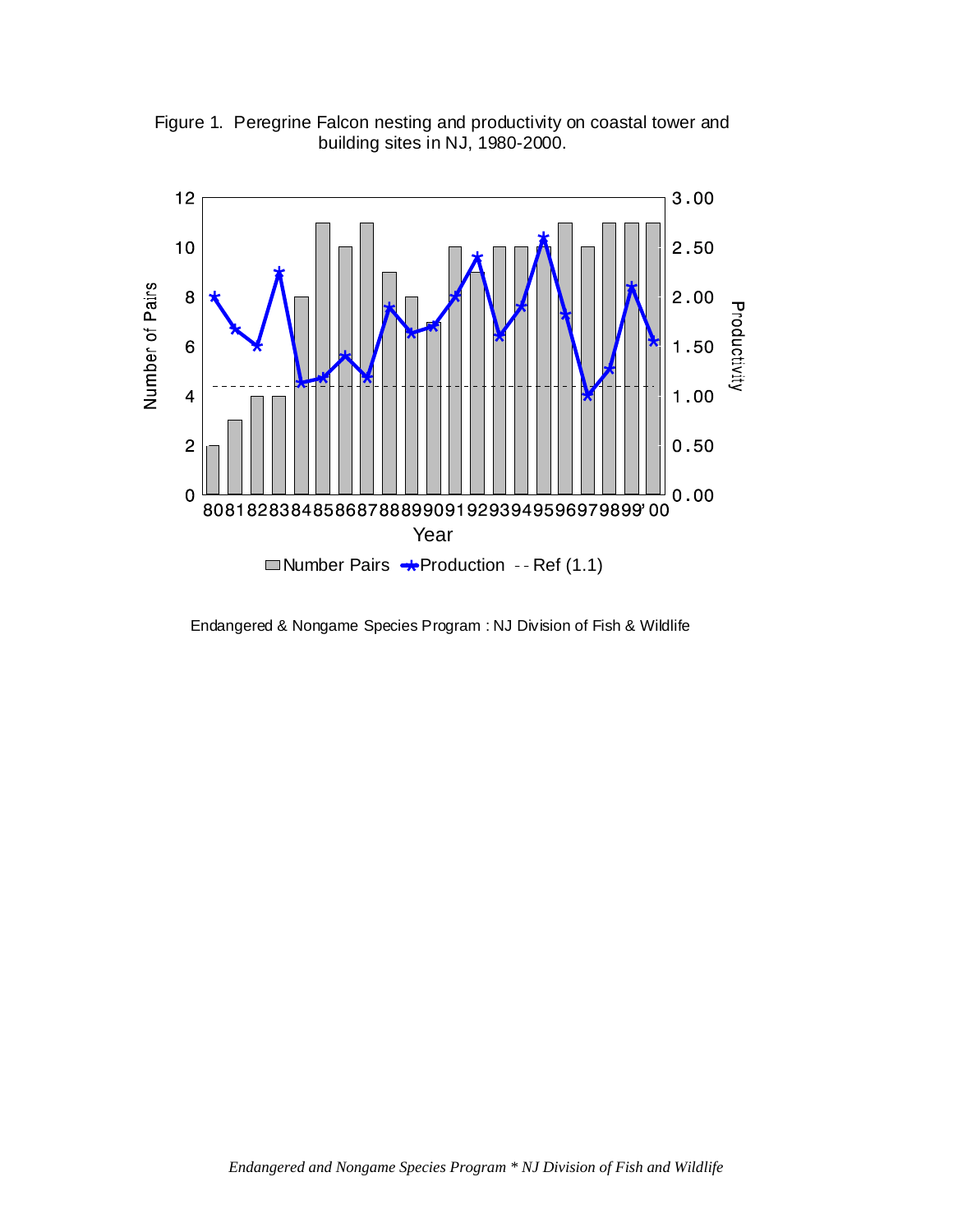Figure 1. Peregrine Falcon nesting and productivity on coastal tower and building sites in NJ, 1980-2000.

Number of Pairs

12
10
8
6
4
2
0

Productivity

3.00
2.50
2.00
1.50
1.00
0.50
0.00

80 81 82 83 84 85 86 87 88 89 90 91 92 93 94 95 96 97 98 99 '00

Year

Number Pairs   Production   Ref (1.1)

Endangered & Nongame Species Program : NJ Division of Fish & Wildlife